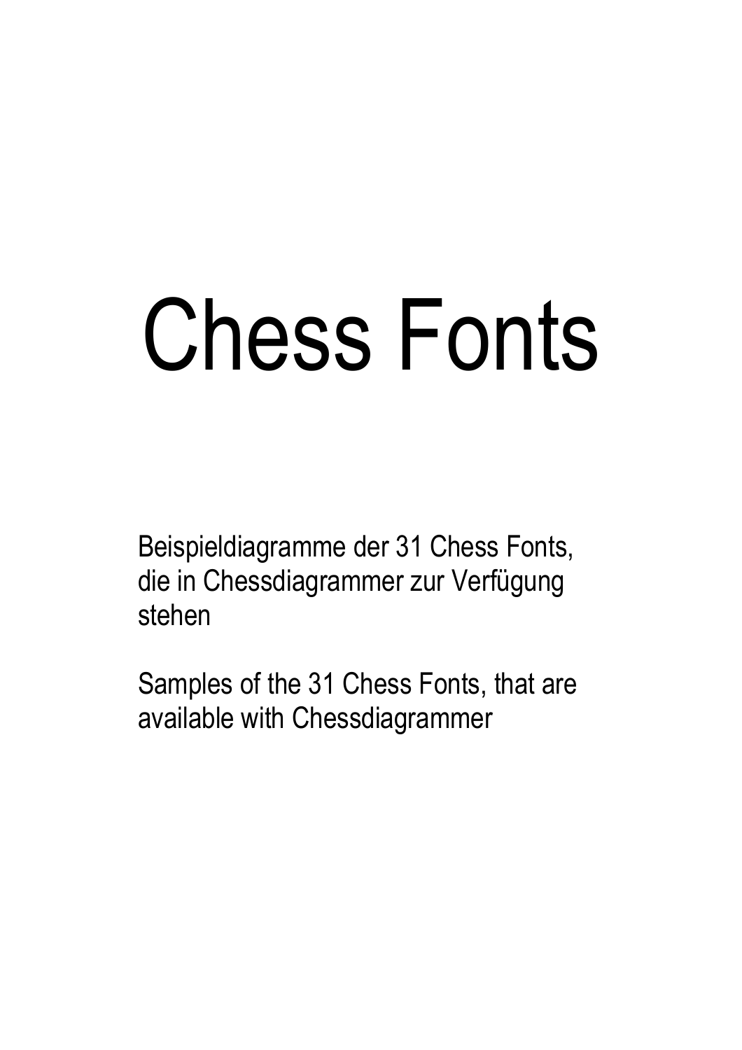# Chess Fonts

Beispieldiagramme der 31 Chess Fonts, die in Chessdiagrammer zur Verfügung stehen

Samples of the 31 Chess Fonts, that are available with Chessdiagrammer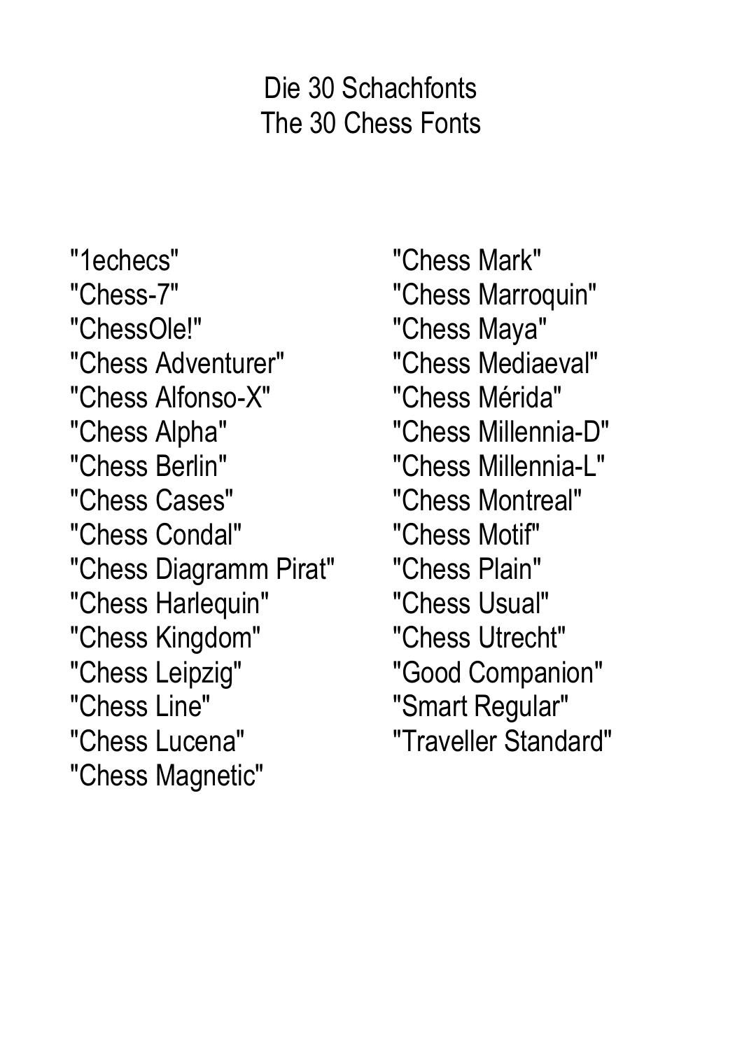# Die 30 Schachfonts
# The 30 Chess Fonts

"1echecs"
"Chess-7"
"ChessOle!"
"Chess Adventurer"
"Chess Alfonso-X"
"Chess Alpha"
"Chess Berlin"
"Chess Cases"
"Chess Condal"
"Chess Diagramm Pirat"
"Chess Harlequin"
"Chess Kingdom"
"Chess Leipzig"
"Chess Line"
"Chess Lucena"
"Chess Magnetic"
"Chess Mark"
"Chess Marroquin"
"Chess Maya"
"Chess Mediaeval"
"Chess Mérida"
"Chess Millennia-D"
"Chess Millennia-L"
"Chess Montreal"
"Chess Motif"
"Chess Plain"
"Chess Usual"
"Chess Utrecht"
"Good Companion"
"Smart Regular"
"Traveller Standard"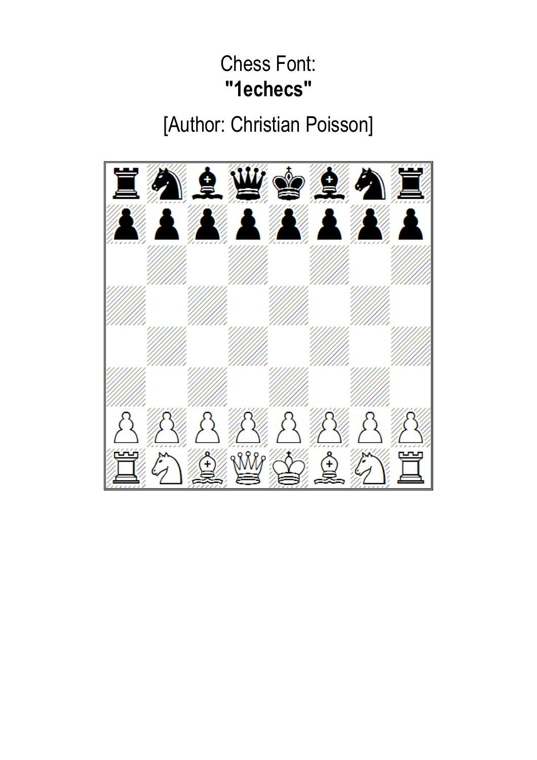Chess Font:
**"1echecs"**

[Author: Christian Poisson]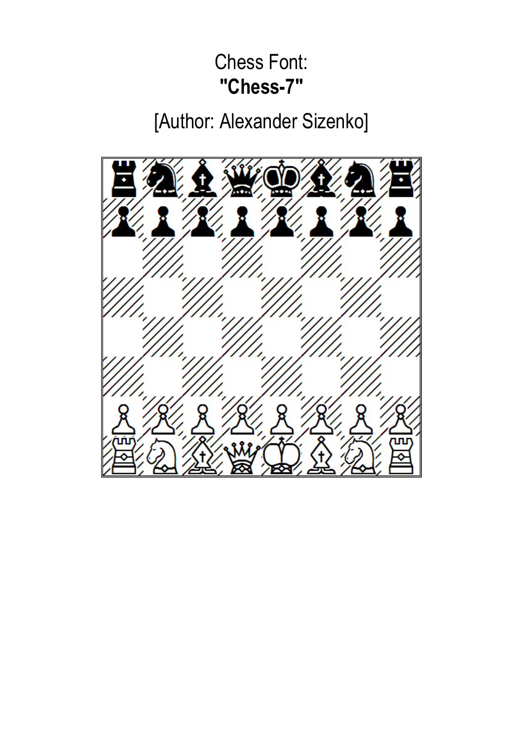Chess Font:

**"Chess-7"**

[Author: Alexander Sizenko]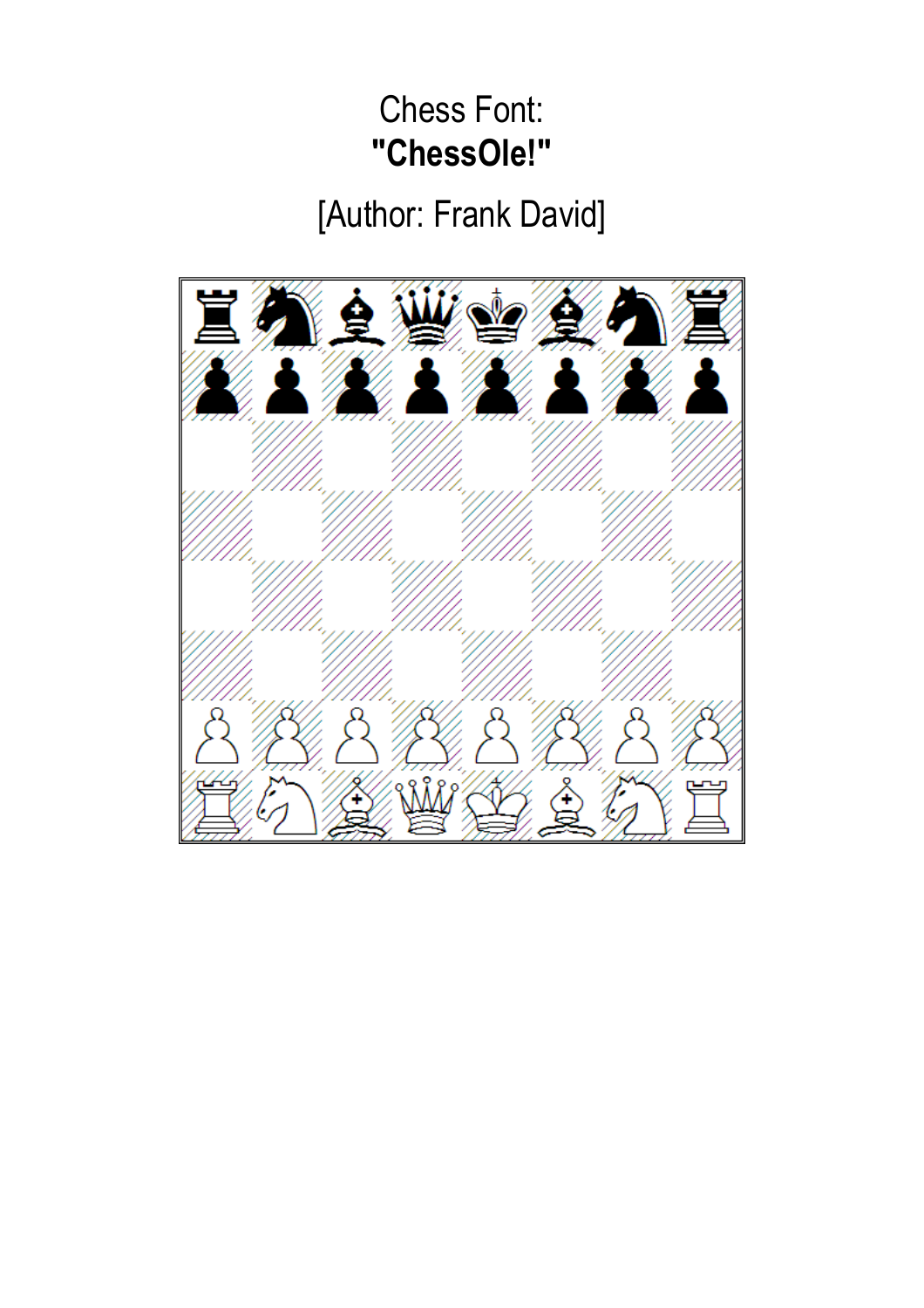Chess Font:

**"ChessOle!"**

[Author: Frank David]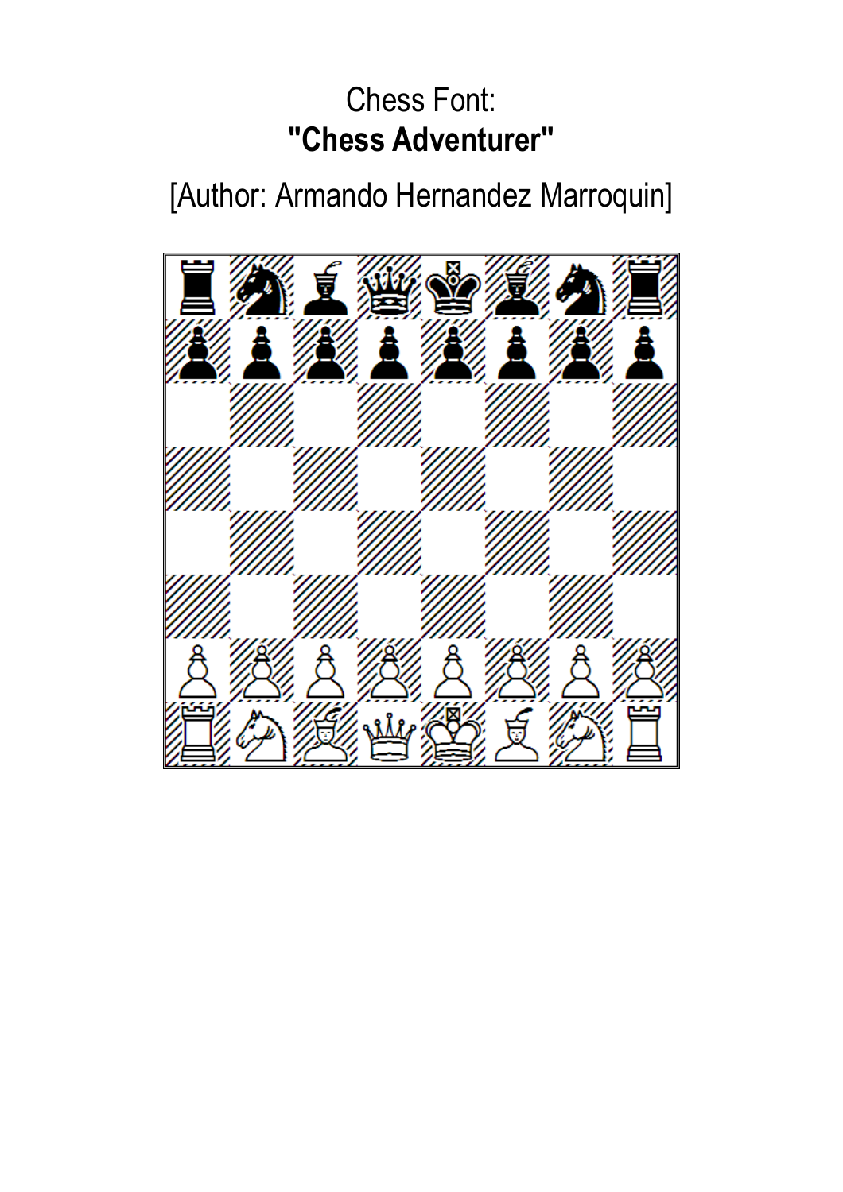Chess Font:

**"Chess Adventurer"**

[Author: Armando Hernandez Marroquin]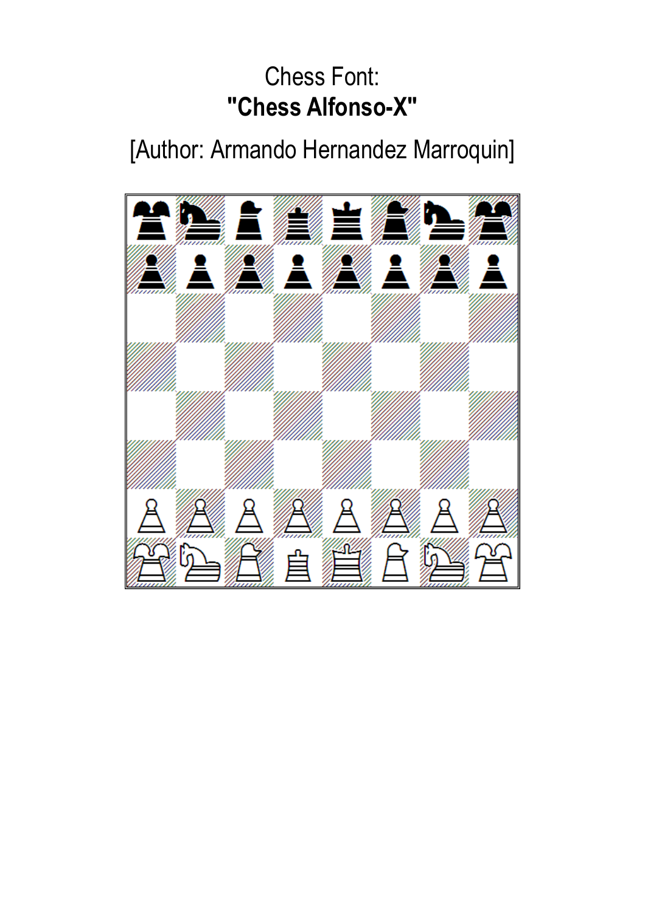Chess Font:

**"Chess Alfonso-X"**

[Author: Armando Hernandez Marroquin]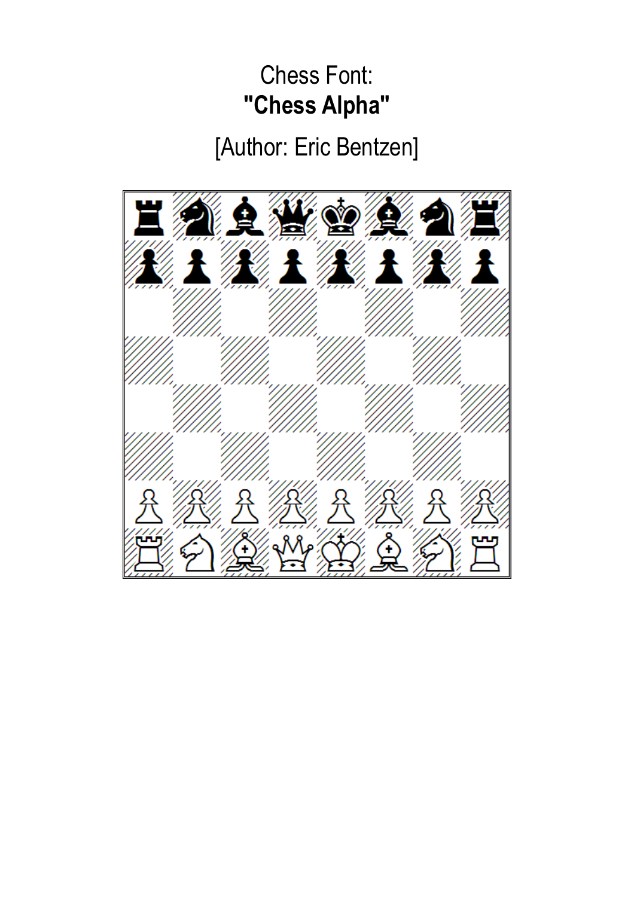Chess Font:

**"Chess Alpha"**

[Author: Eric Bentzen]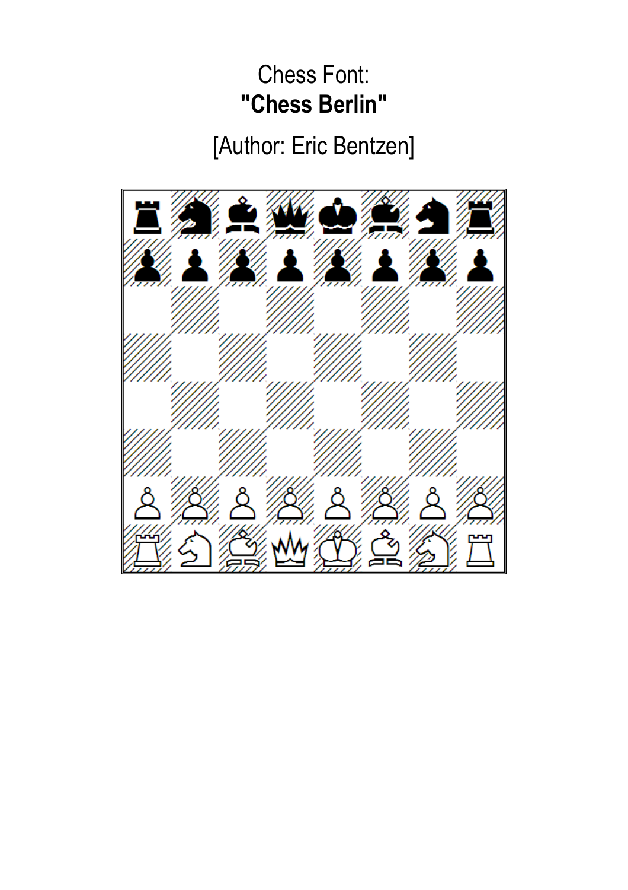Chess Font:
**"Chess Berlin"**

[Author: Eric Bentzen]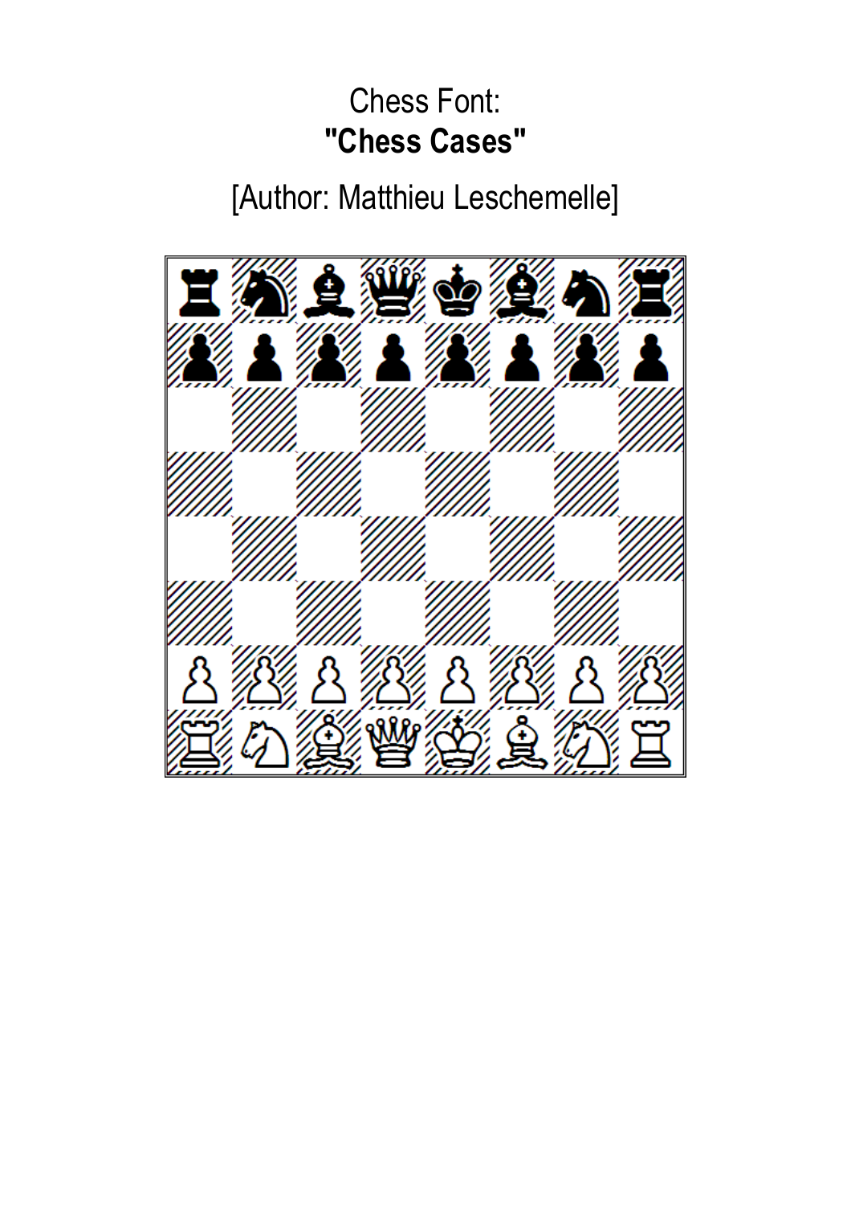Chess Font:

**"Chess Cases"**

[Author: Matthieu Leschemelle]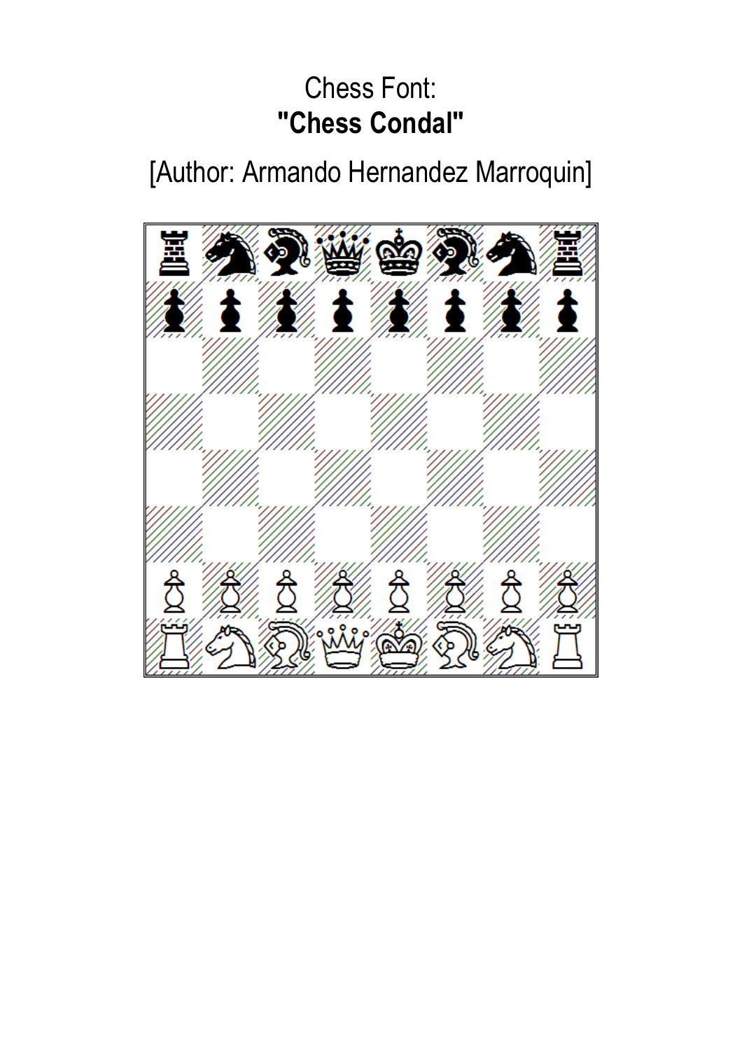Chess Font:

**"Chess Condal"**

[Author: Armando Hernandez Marroquin]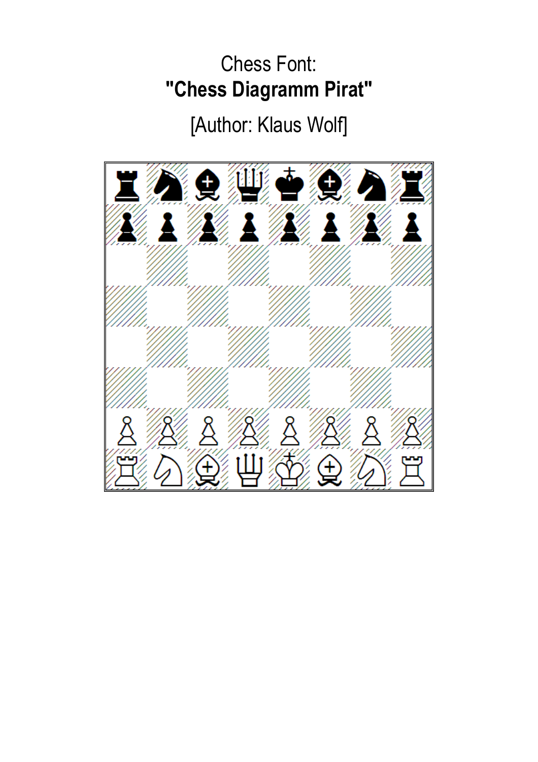Chess Font:

**"Chess Diagramm Pirat"**

[Author: Klaus Wolf]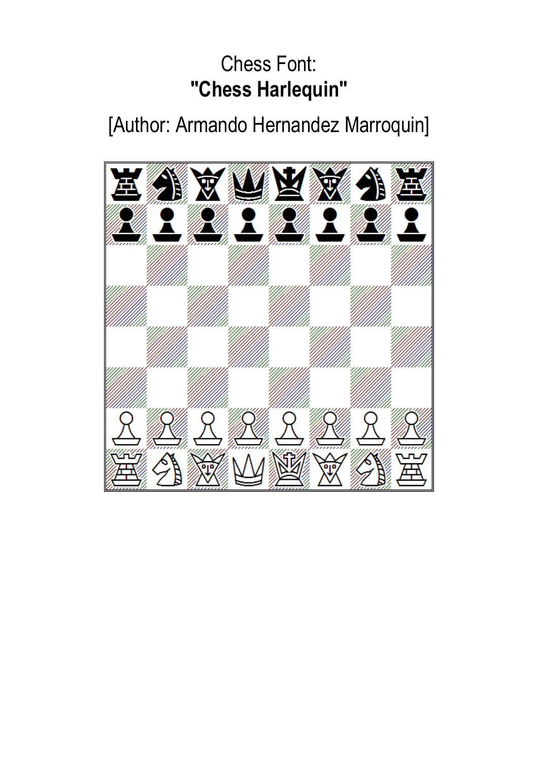Chess Font:

**"Chess Harlequin"**

[Author: Armando Hernandez Marroquin]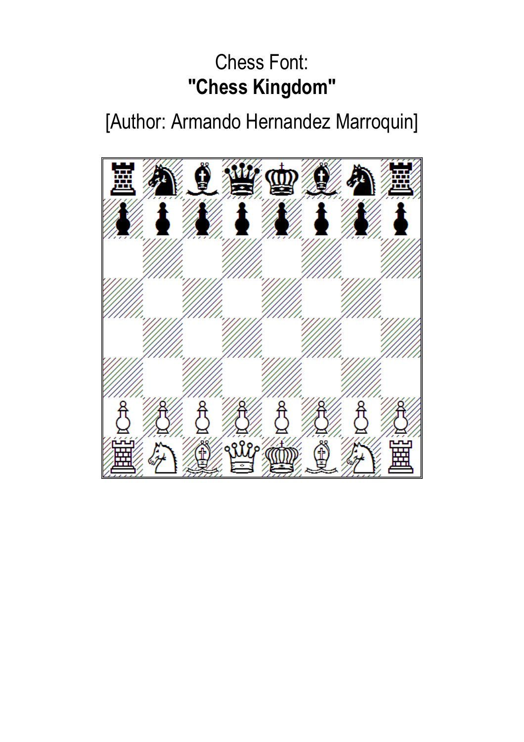Chess Font:

**"Chess Kingdom"**

[Author: Armando Hernandez Marroquin]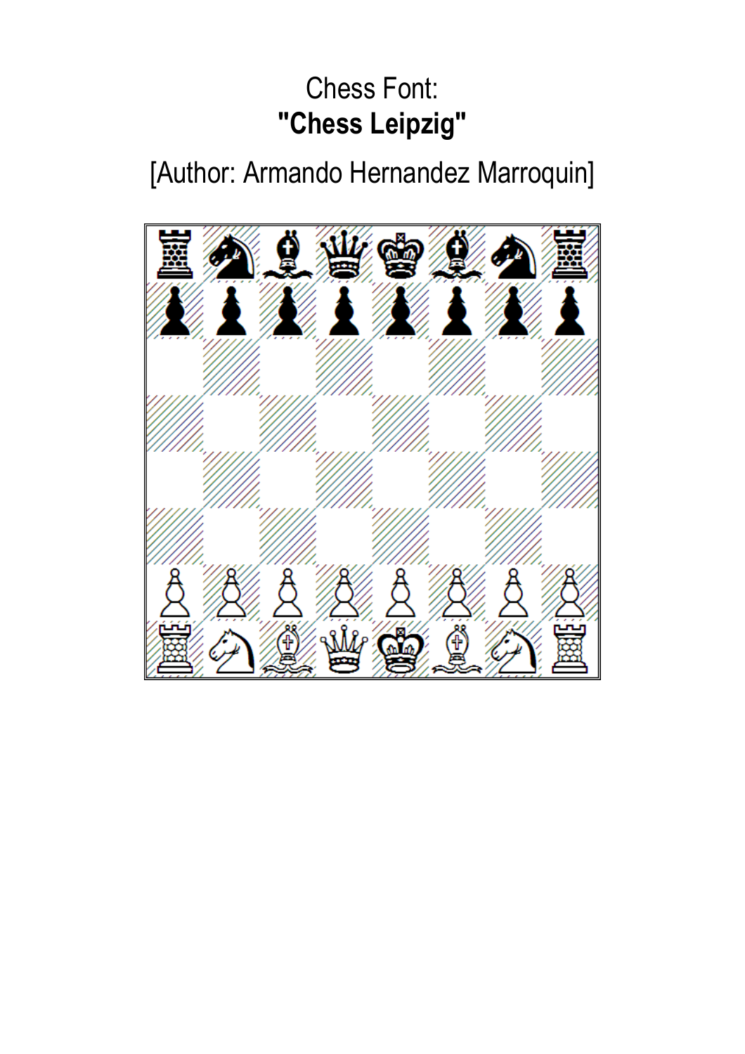Chess Font:

**"Chess Leipzig"**

[Author: Armando Hernandez Marroquin]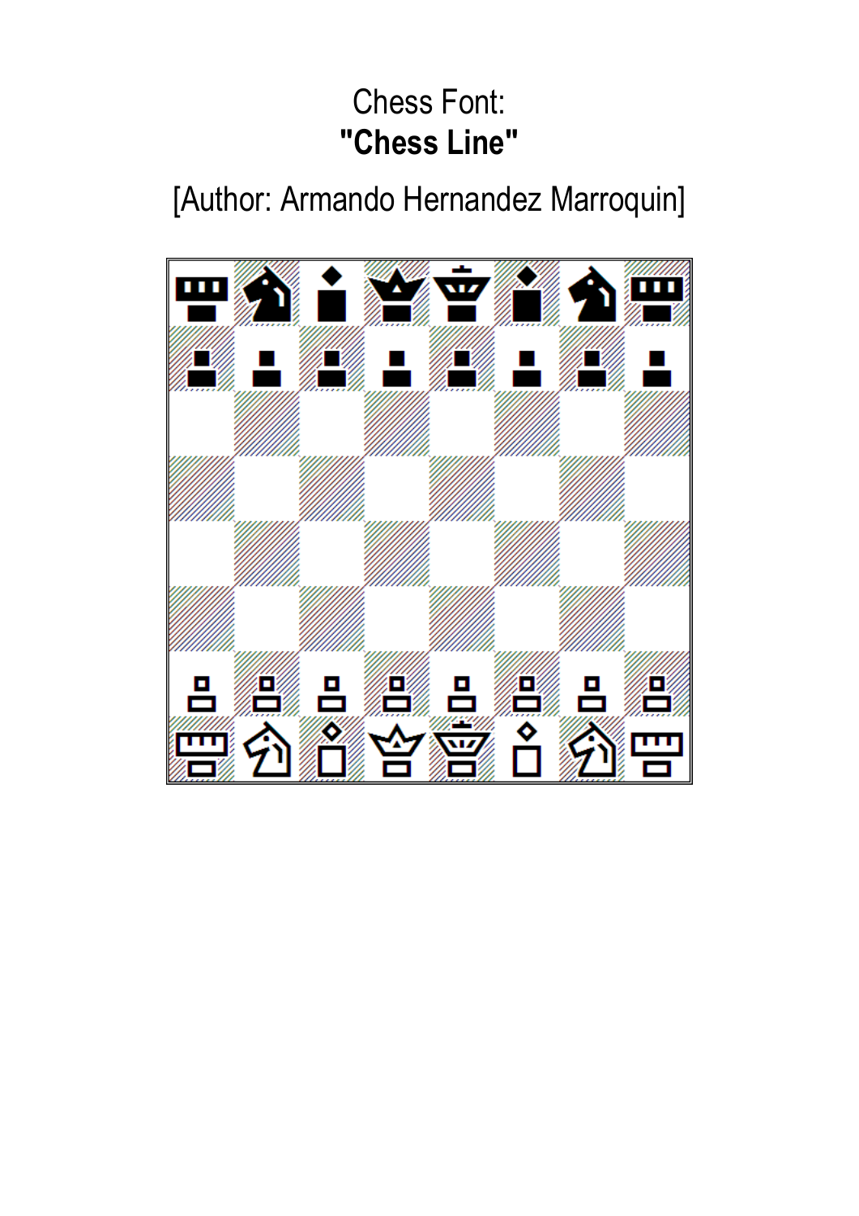Chess Font:

**"Chess Line"**

[Author: Armando Hernandez Marroquin]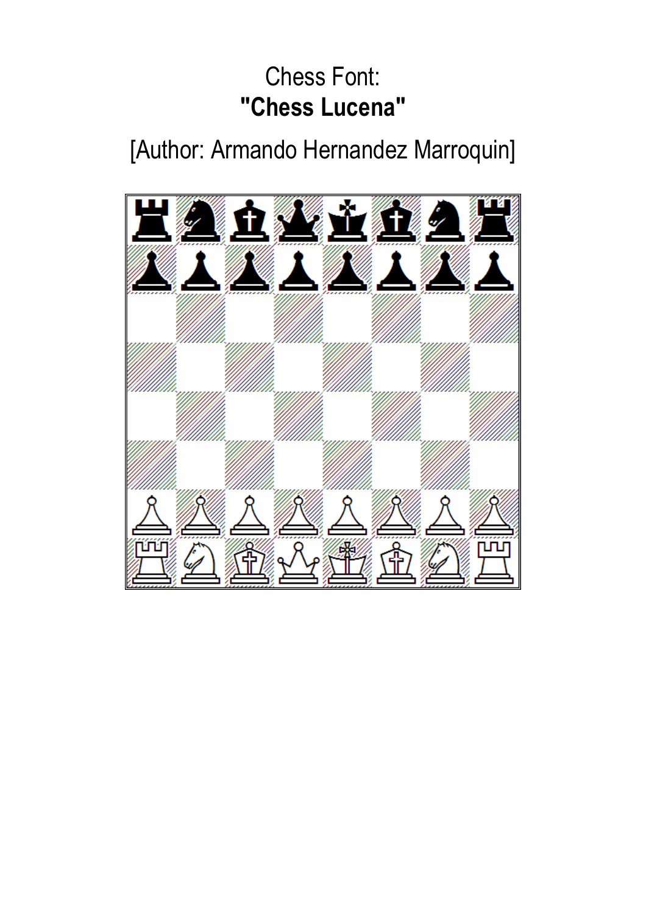Chess Font:

**"Chess Lucena"**

[Author: Armando Hernandez Marroquin]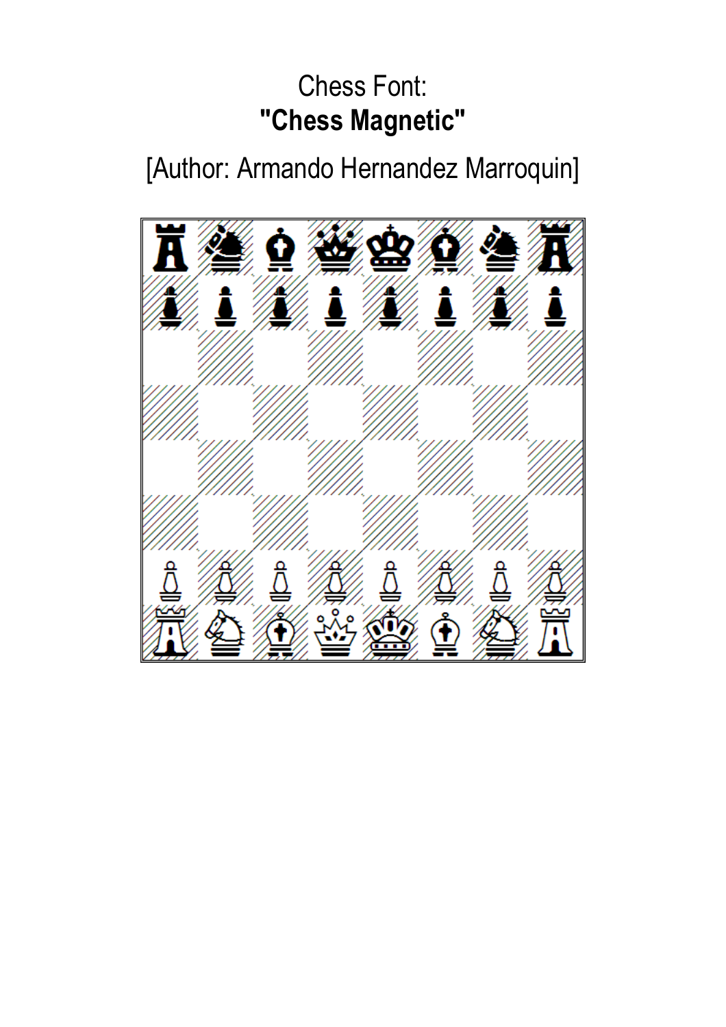Chess Font:

**"Chess Magnetic"**

[Author: Armando Hernandez Marroquin]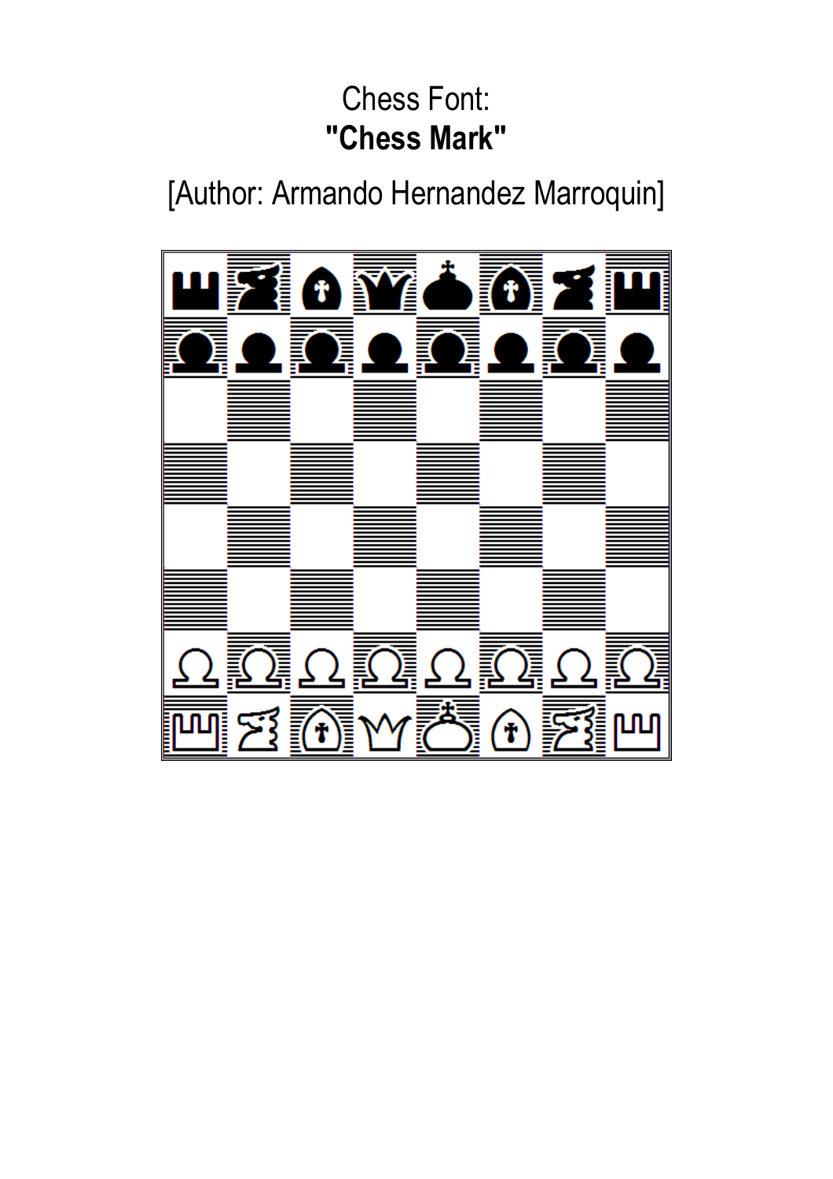Chess Font:

**"Chess Mark"**

[Author: Armando Hernandez Marroquin]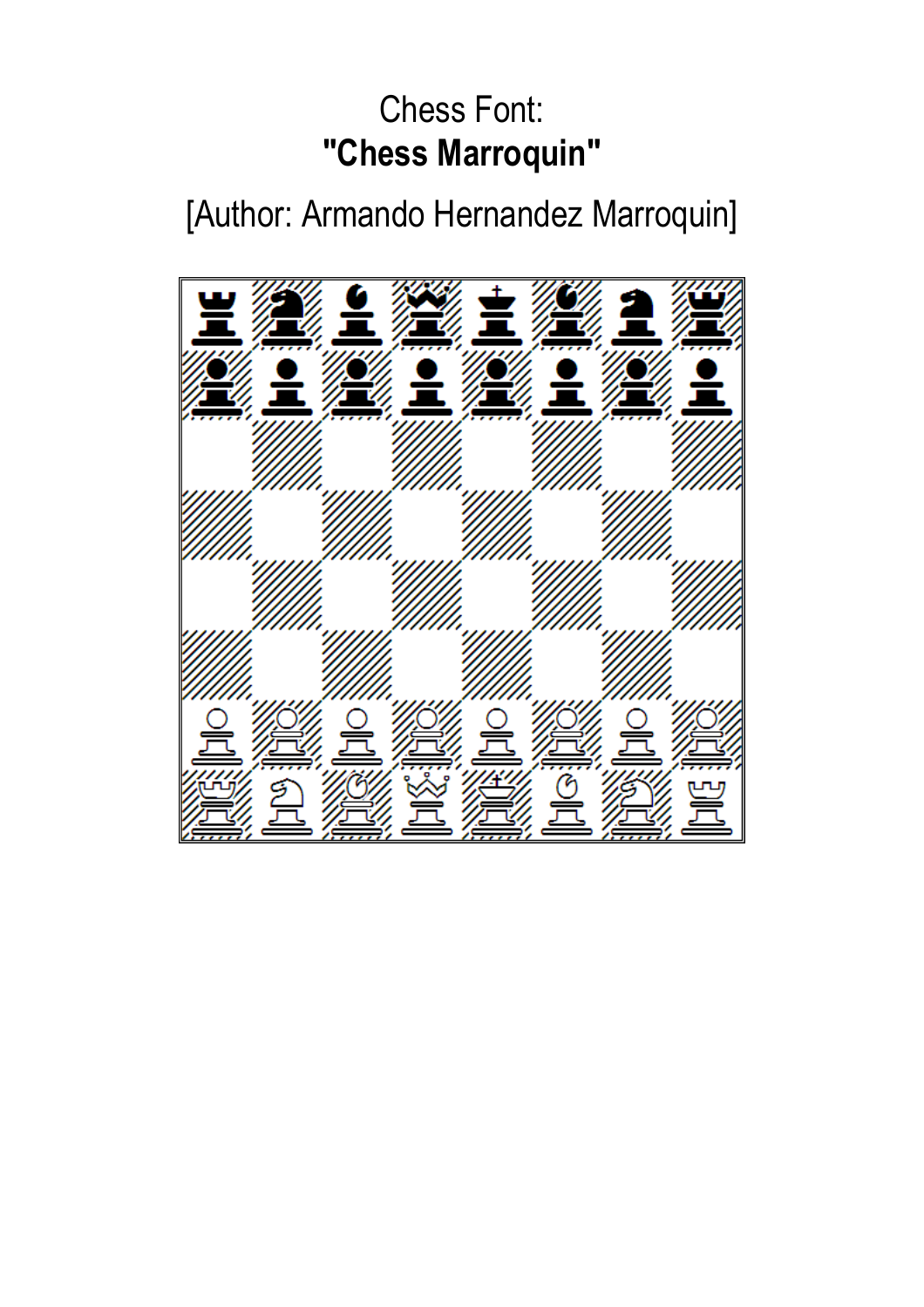Chess Font:

**"Chess Marroquin"**

[Author: Armando Hernandez Marroquin]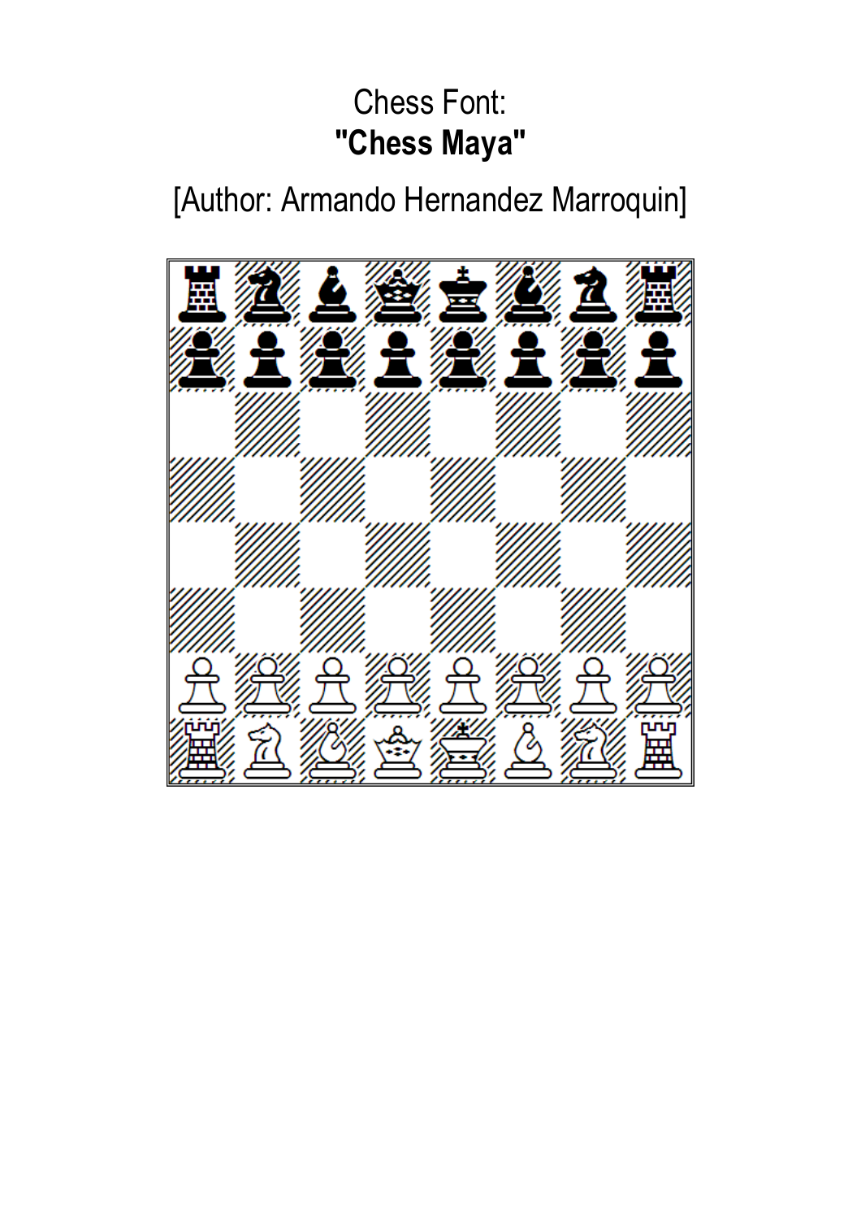Chess Font:
**"Chess Maya"**

[Author: Armando Hernandez Marroquin]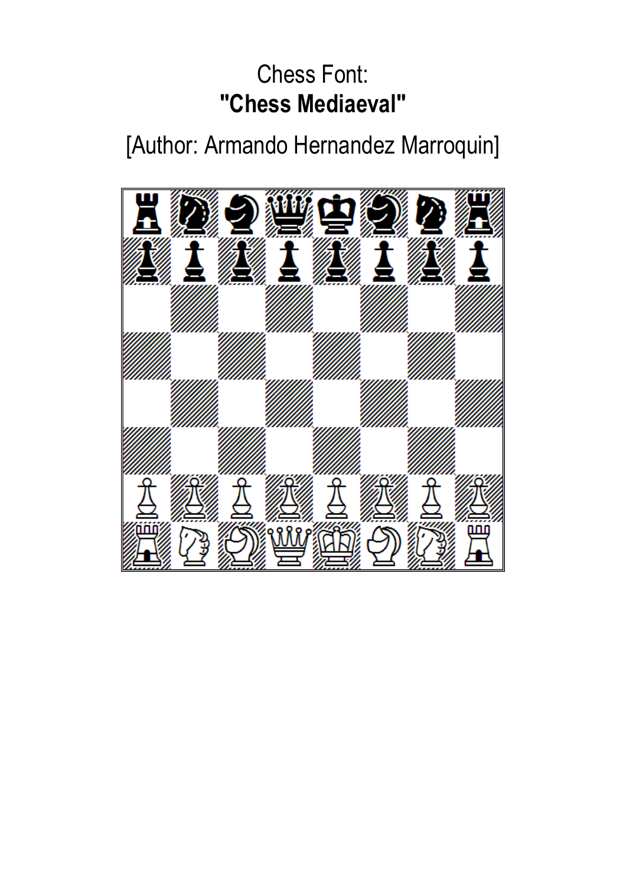Chess Font:
**"Chess Mediaeval"**

[Author: Armando Hernandez Marroquin]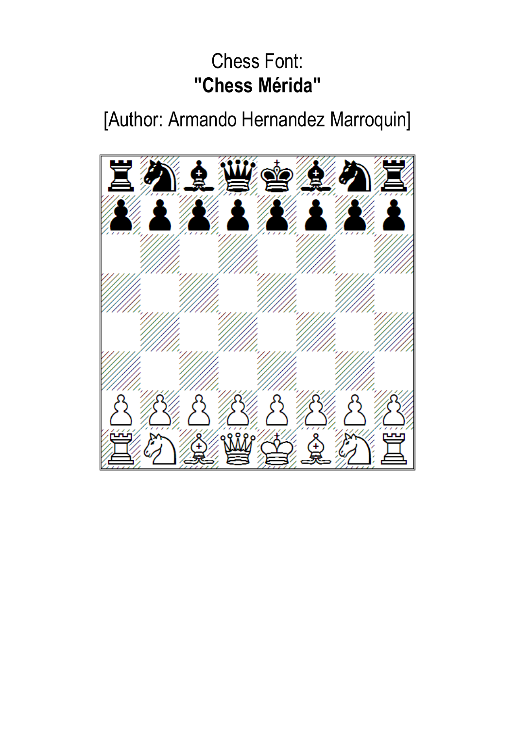Chess Font:

**"Chess Mérida"**

[Author: Armando Hernandez Marroquin]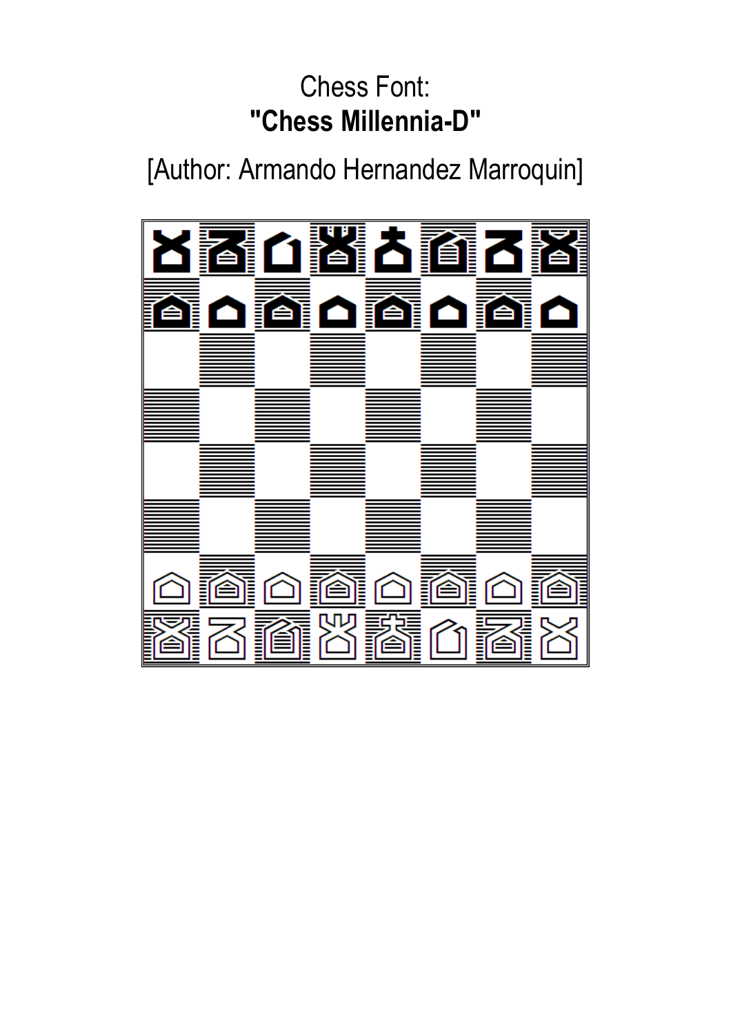Chess Font:
**"Chess Millennia-D"**

[Author: Armando Hernandez Marroquin]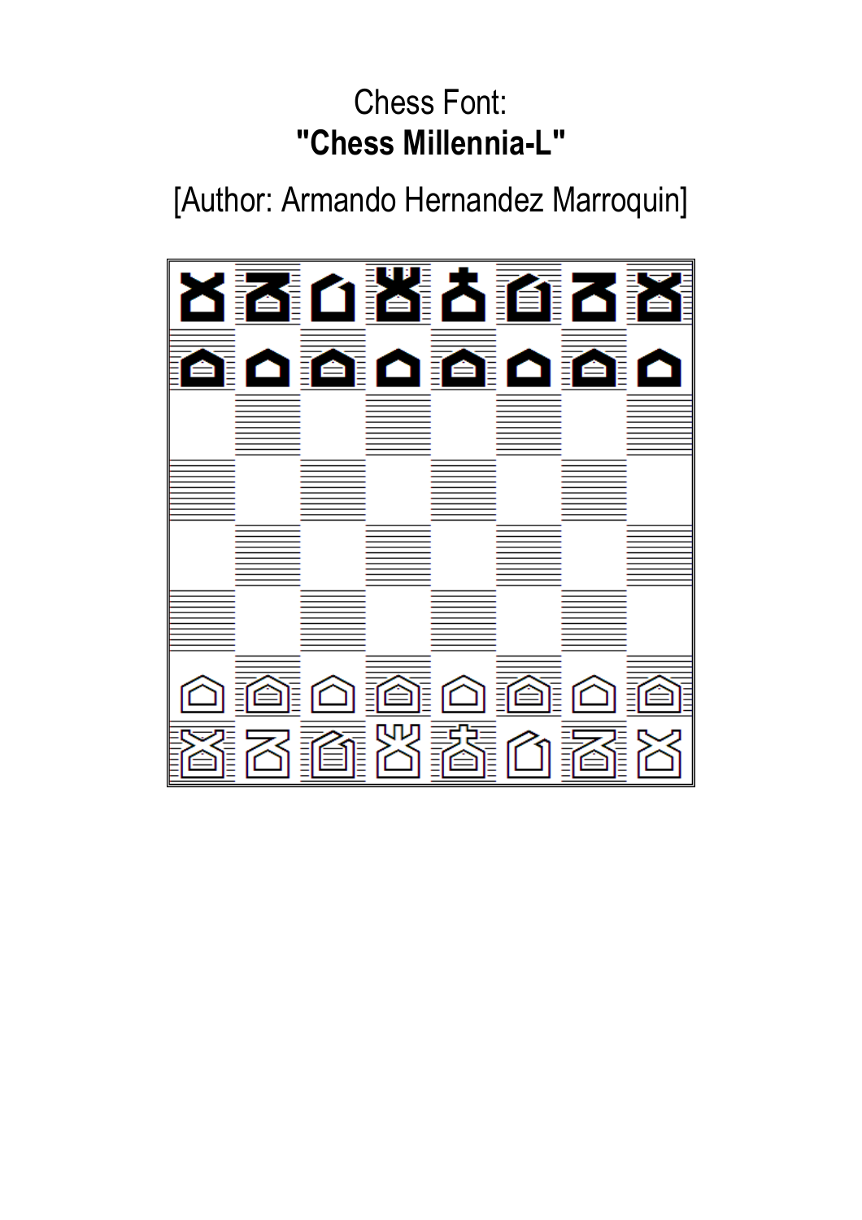Chess Font:

**"Chess Millennia-L"**

[Author: Armando Hernandez Marroquin]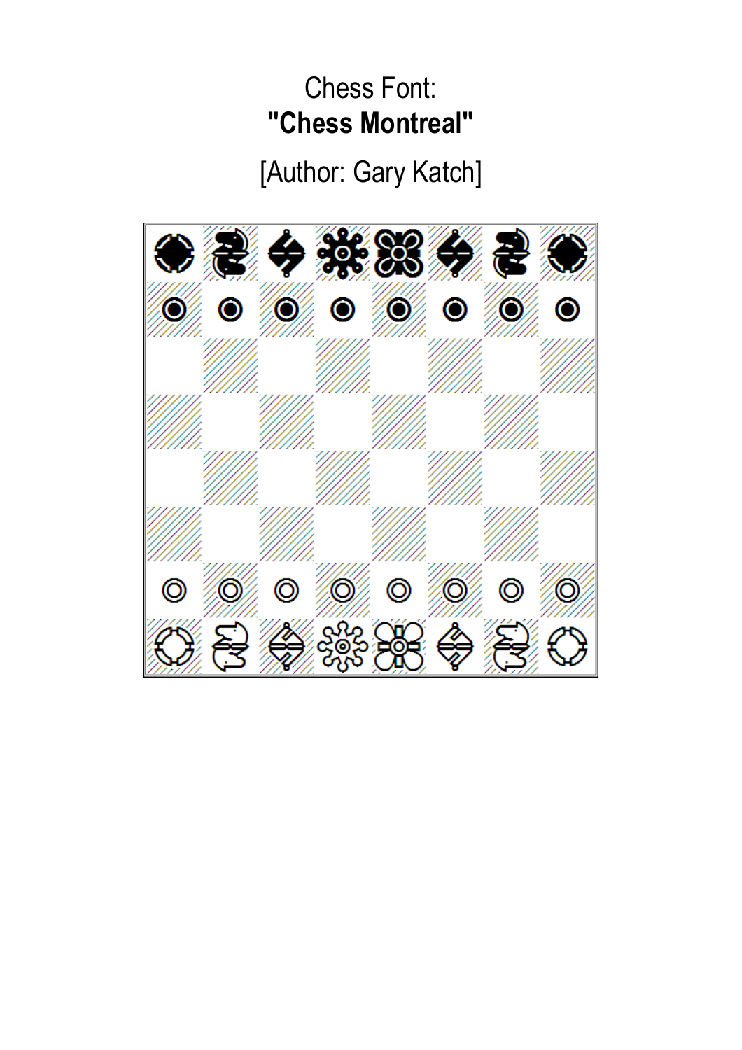Chess Font:

**"Chess Montreal"**

[Author: Gary Katch]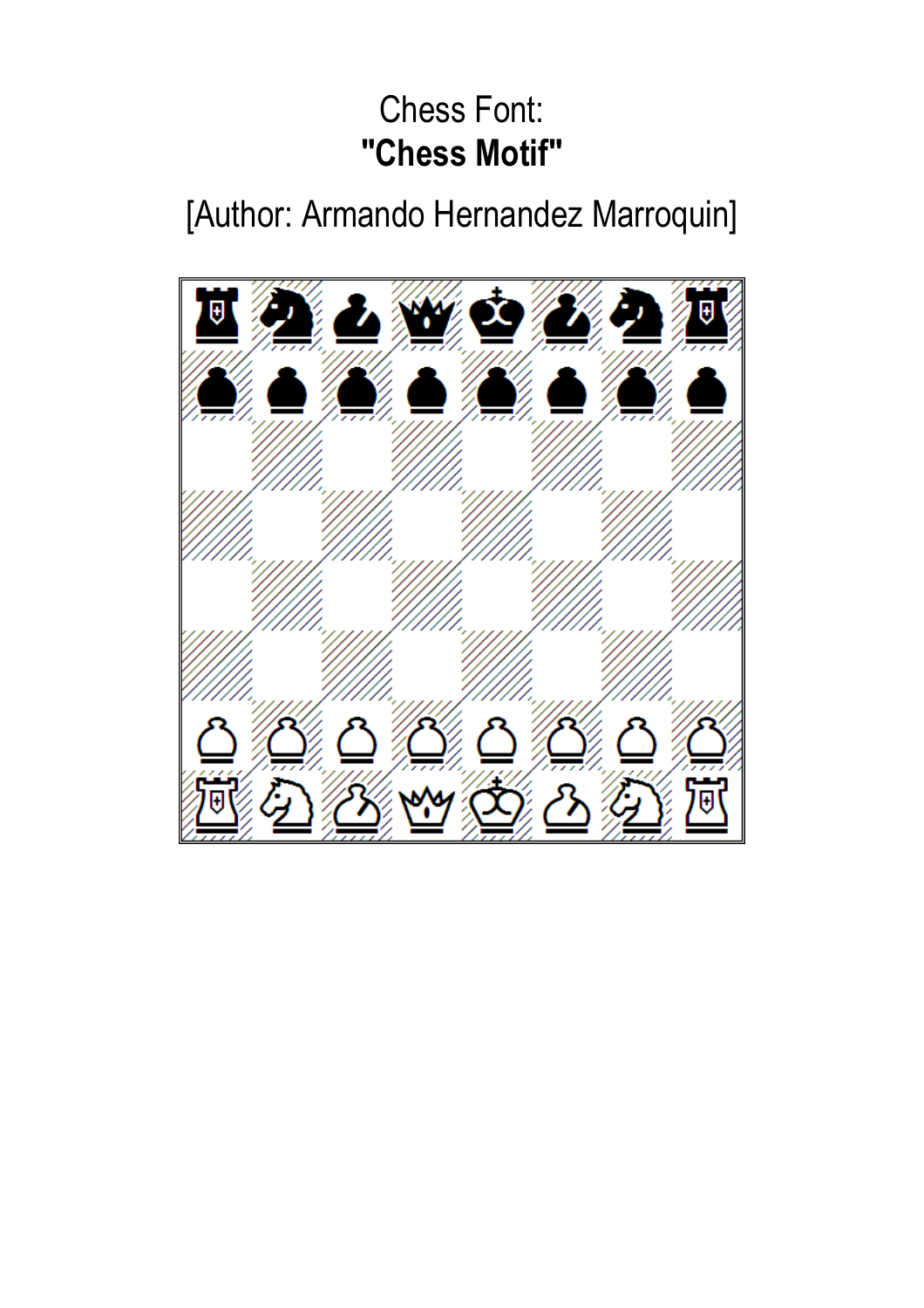Chess Font:

**"Chess Motif"**

[Author: Armando Hernandez Marroquin]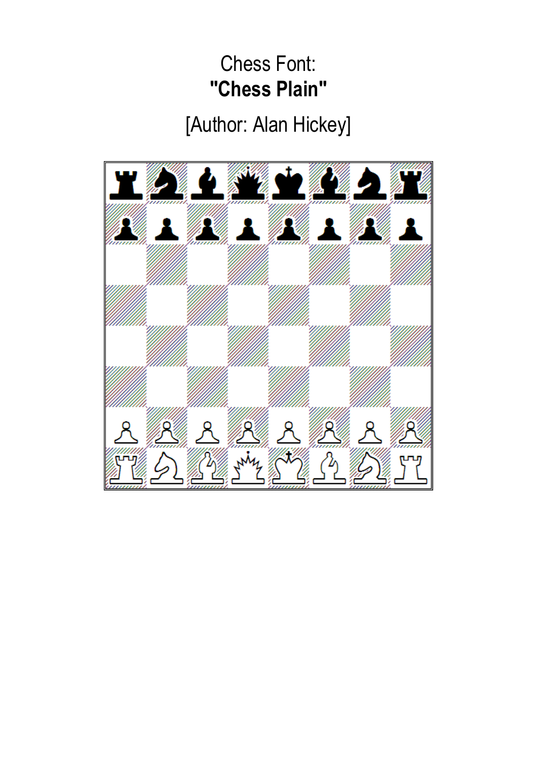Chess Font:
**"Chess Plain"**

[Author: Alan Hickey]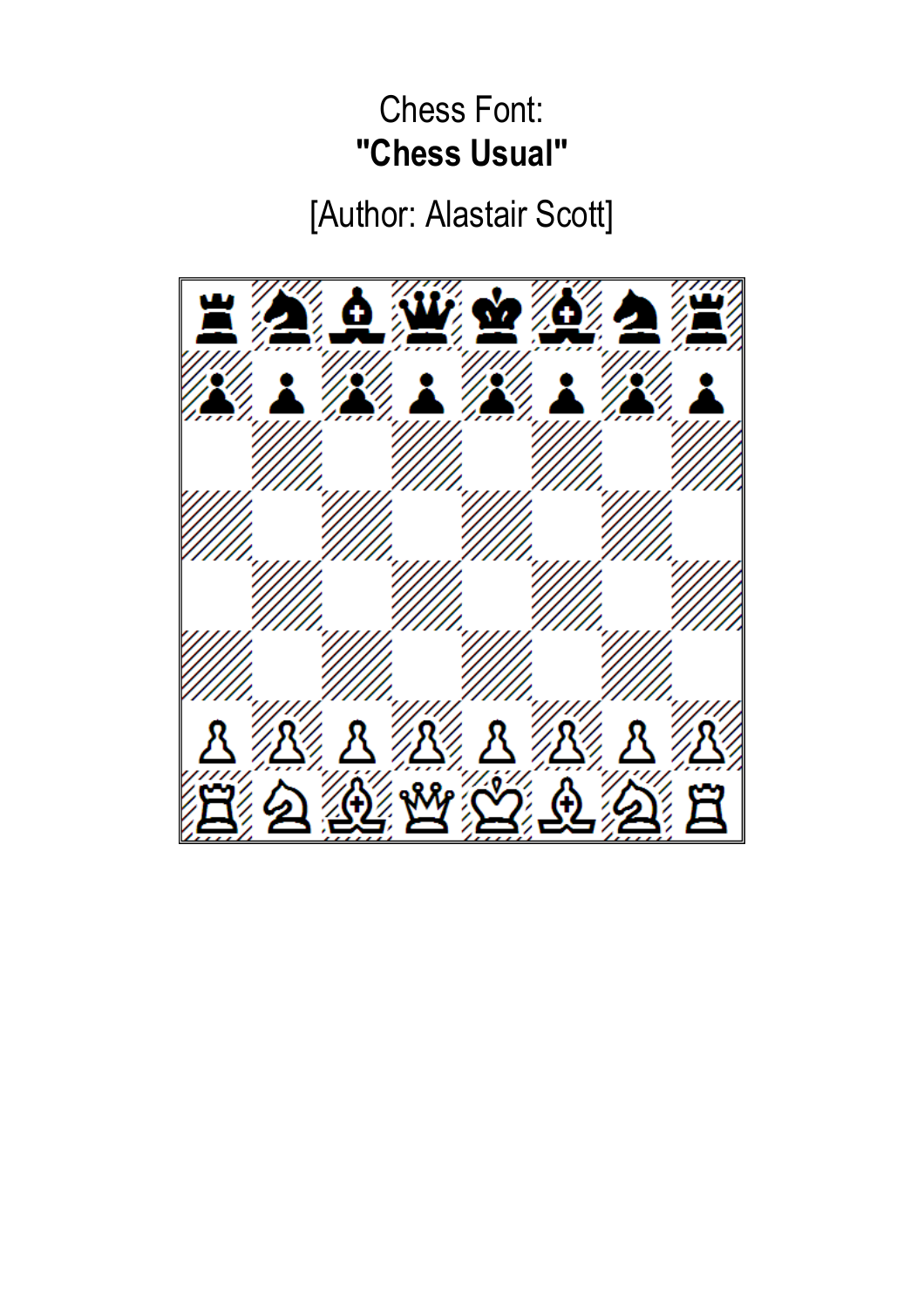Chess Font:

**"Chess Usual"**

[Author: Alastair Scott]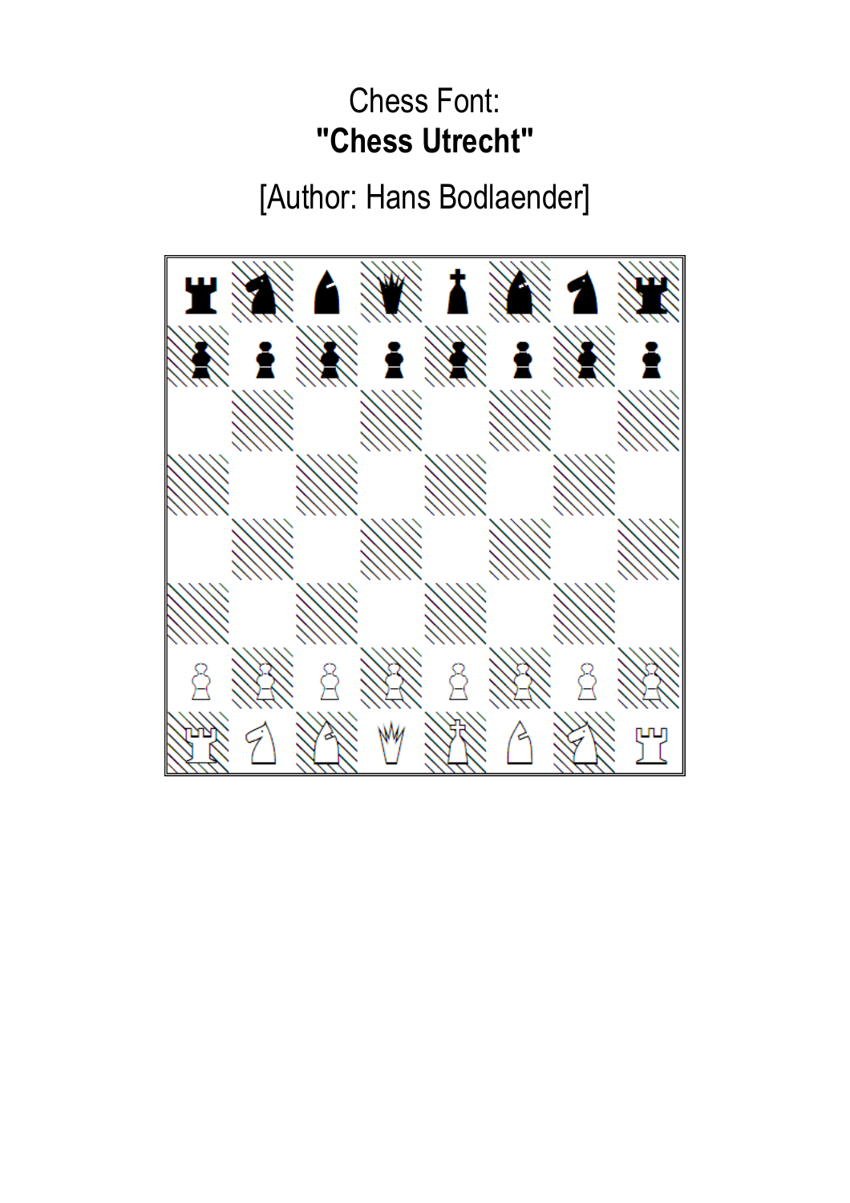Chess Font:

**"Chess Utrecht"**

[Author: Hans Bodlaender]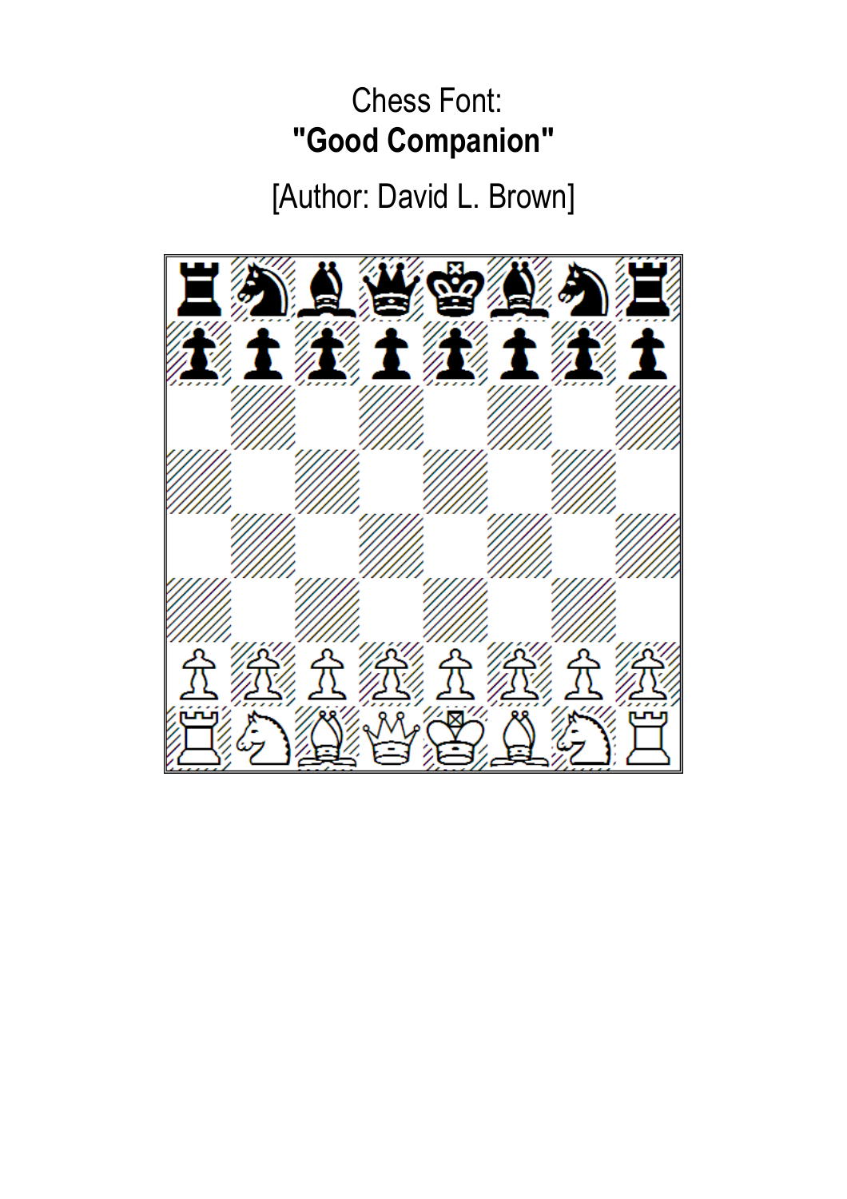Chess Font:

**"Good Companion"**

[Author: David L. Brown]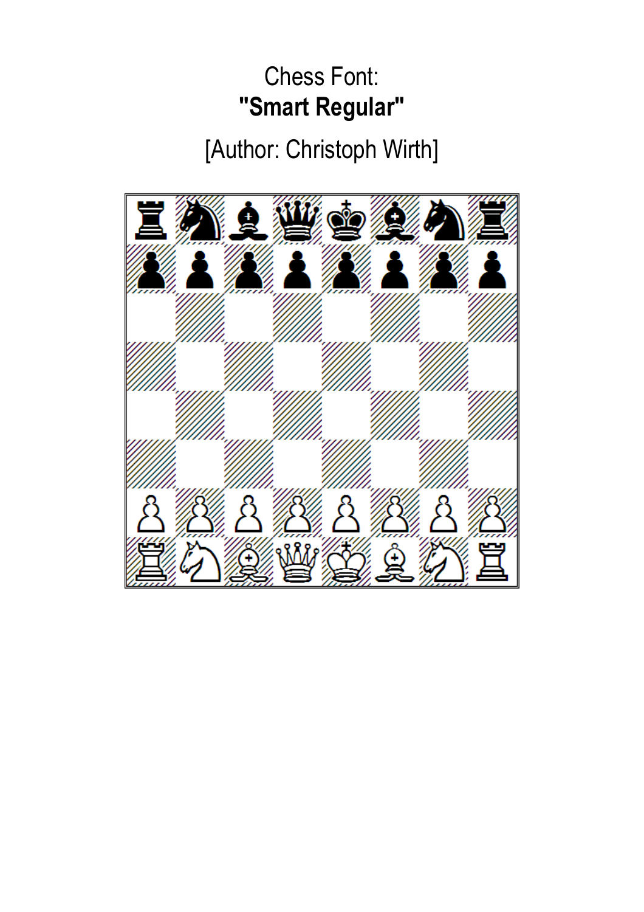Chess Font:

**"Smart Regular"**

[Author: Christoph Wirth]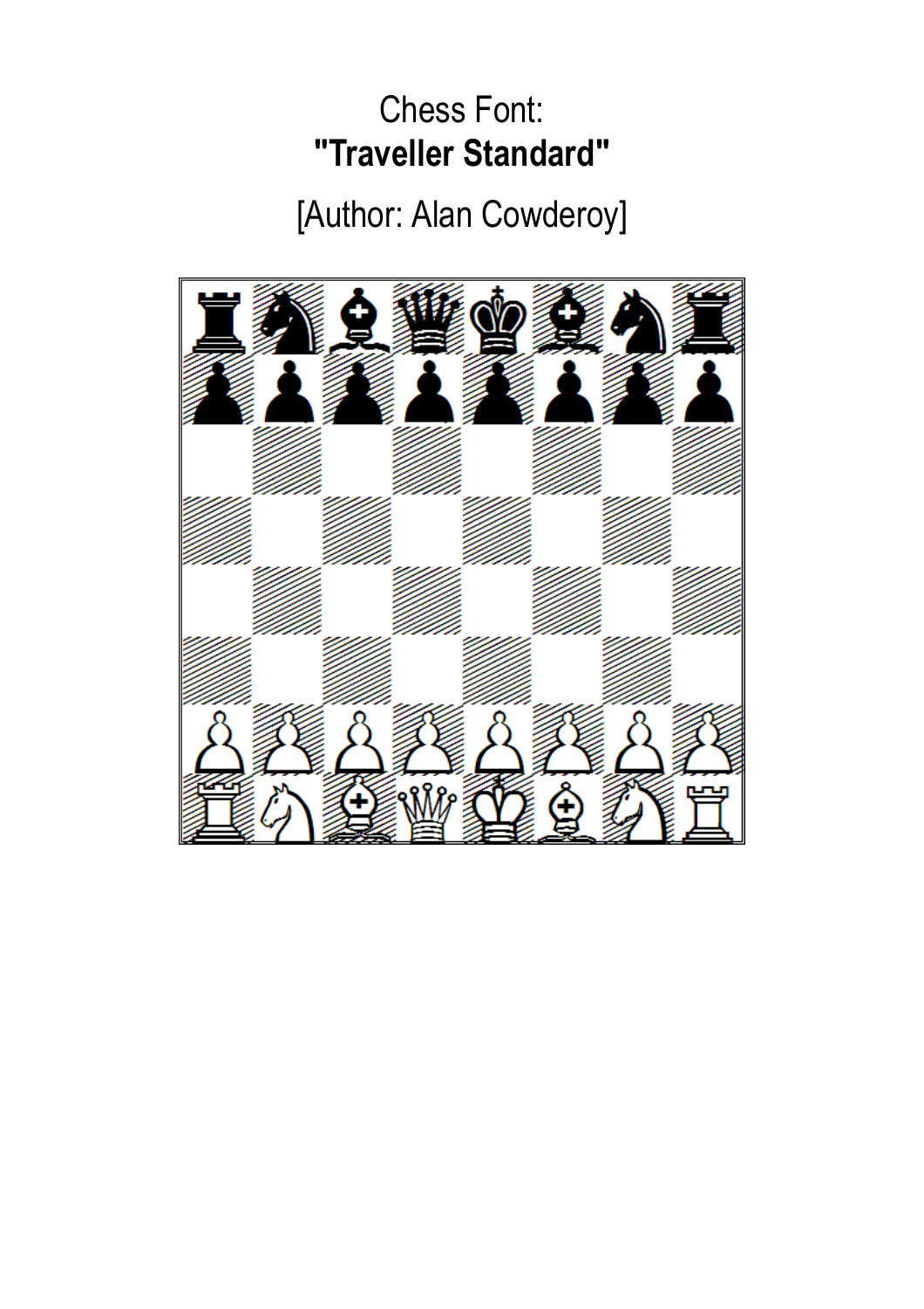Chess Font:

**"Traveller Standard"**

[Author: Alan Cowderoy]